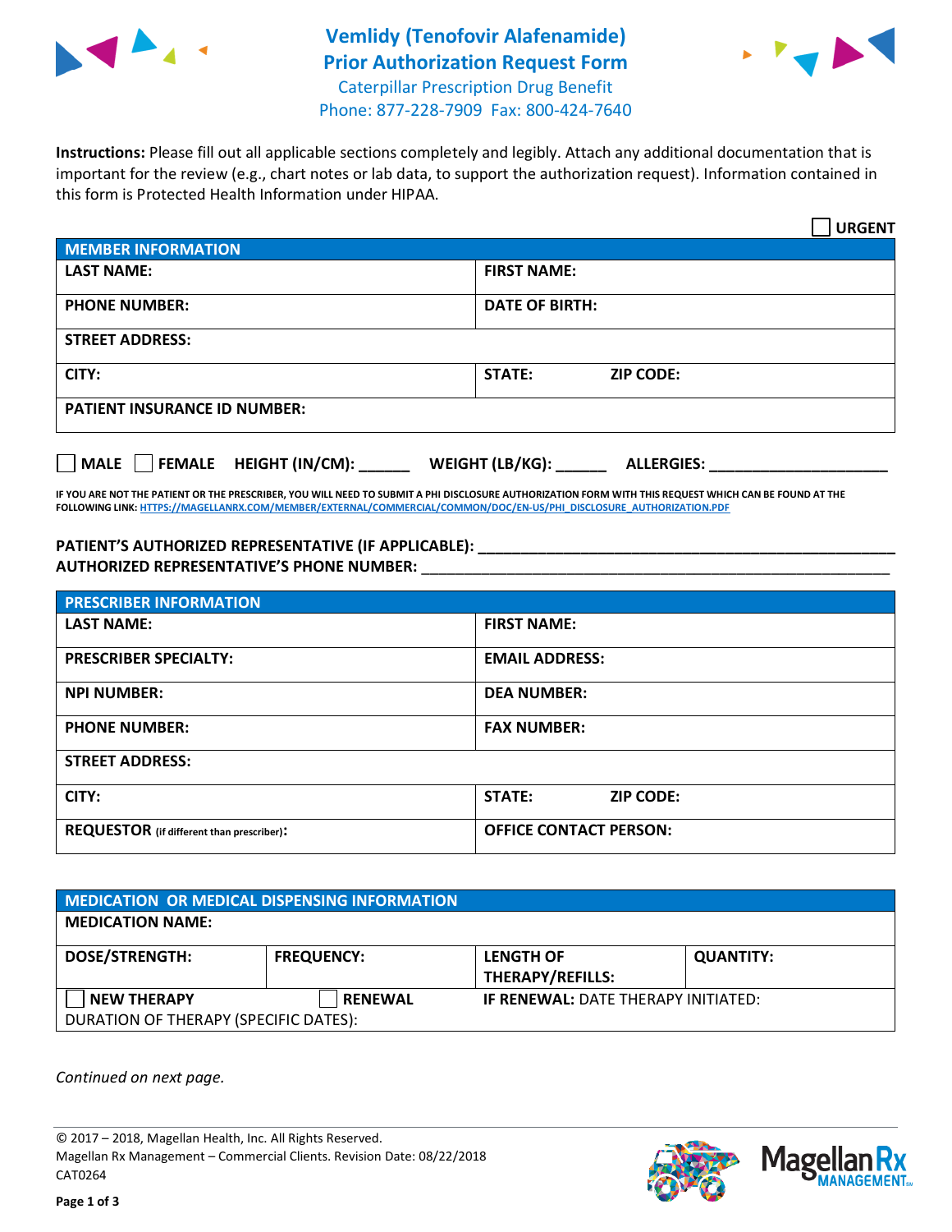# Vemlidy (Tenofovir Alafenamide) Prior Authorization Request Form

Caterpillar Prescription Drug Benefit
Phone: 877-228-7909 Fax: 800-424-7640

**Instructions:** Please fill out all applicable sections completely and legibly. Attach any additional documentation that is important for the review (e.g., chart notes or lab data, to support the authorization request). Information contained in this form is Protected Health Information under HIPAA.

☐ **URGENT**

| **MEMBER INFORMATION** | |
|---|---|
| **LAST NAME:** | **FIRST NAME:** |
| **PHONE NUMBER:** | **DATE OF BIRTH:** |
| **STREET ADDRESS:** | |
| **CITY:** | **STATE:** **ZIP CODE:** |
| **PATIENT INSURANCE ID NUMBER:** | |

☐ **MALE** ☐ **FEMALE** **HEIGHT (IN/CM):** ______ **WEIGHT (LB/KG):** ______ **ALLERGIES:** ____________________

**IF YOU ARE NOT THE PATIENT OR THE PRESCRIBER, YOU WILL NEED TO SUBMIT A PHI DISCLOSURE AUTHORIZATION FORM WITH THIS REQUEST WHICH CAN BE FOUND AT THE FOLLOWING LINK: HTTPS://MAGELLANRX.COM/MEMBER/EXTERNAL/COMMERCIAL/COMMON/DOC/EN-US/PHI_DISCLOSURE_AUTHORIZATION.PDF**

**PATIENT'S AUTHORIZED REPRESENTATIVE (IF APPLICABLE):** ____________________________
**AUTHORIZED REPRESENTATIVE'S PHONE NUMBER:** ____________________________

| **PRESCRIBER INFORMATION** | |
|---|---|
| **LAST NAME:** | **FIRST NAME:** |
| **PRESCRIBER SPECIALTY:** | **EMAIL ADDRESS:** |
| **NPI NUMBER:** | **DEA NUMBER:** |
| **PHONE NUMBER:** | **FAX NUMBER:** |
| **STREET ADDRESS:** | |
| **CITY:** | **STATE:** **ZIP CODE:** |
| **REQUESTOR** (if different than prescriber)**:** | **OFFICE CONTACT PERSON:** |

| **MEDICATION OR MEDICAL DISPENSING INFORMATION** | | | |
|---|---|---|---|
| **MEDICATION NAME:** | | | |
| **DOSE/STRENGTH:** | **FREQUENCY:** | **LENGTH OF THERAPY/REFILLS:** | **QUANTITY:** |
| ☐ **NEW THERAPY** | ☐ **RENEWAL** | **IF RENEWAL:** DATE THERAPY INITIATED: | |
| DURATION OF THERAPY (SPECIFIC DATES): | | | |

*Continued on next page.*

© 2017 – 2018, Magellan Health, Inc. All Rights Reserved.
Magellan Rx Management – Commercial Clients. Revision Date: 08/22/2018
CAT0264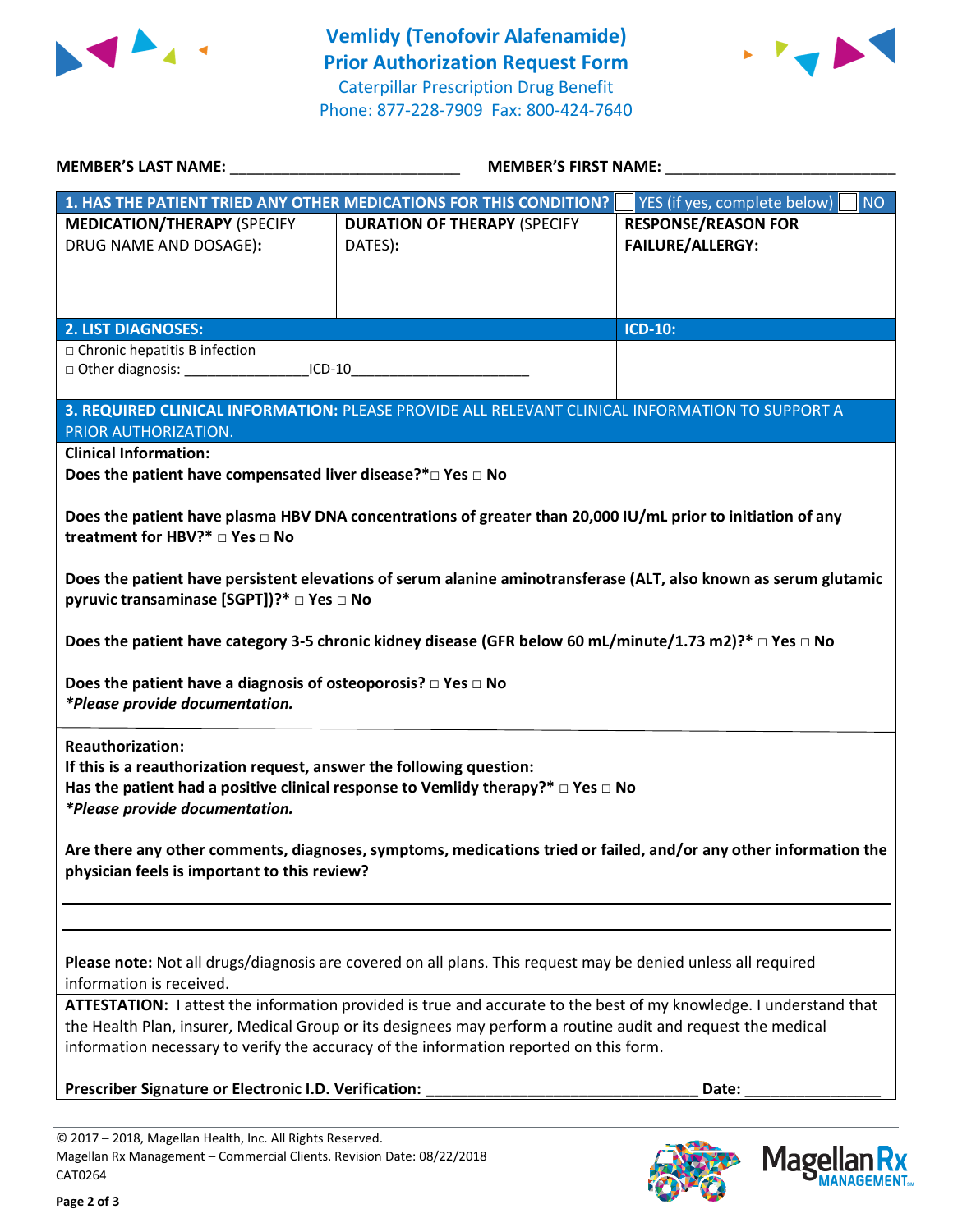# Vemlidy (Tenofovir Alafenamide) Prior Authorization Request Form

Caterpillar Prescription Drug Benefit
Phone: 877-228-7909 Fax: 800-424-7640

**MEMBER'S LAST NAME:** ___________________________ **MEMBER'S FIRST NAME:** ___________________________

| **1. HAS THE PATIENT TRIED ANY OTHER MEDICATIONS FOR THIS CONDITION?** | | ☐ YES (if yes, complete below) ☐ NO |
|---|---|---|
| **MEDICATION/THERAPY** (SPECIFY DRUG NAME AND DOSAGE): | **DURATION OF THERAPY** (SPECIFY DATES): | **RESPONSE/REASON FOR FAILURE/ALLERGY:** |
| | | |

| **2. LIST DIAGNOSES:** | **ICD-10:** |
|---|---|
| □ Chronic hepatitis B infection<br>□ Other diagnosis: _______________ICD-10______________________ | |

**3. REQUIRED CLINICAL INFORMATION:** PLEASE PROVIDE ALL RELEVANT CLINICAL INFORMATION TO SUPPORT A PRIOR AUTHORIZATION.

**Clinical Information:**

**Does the patient have compensated liver disease?*□ Yes □ No**

**Does the patient have plasma HBV DNA concentrations of greater than 20,000 IU/mL prior to initiation of any treatment for HBV?* □ Yes □ No**

**Does the patient have persistent elevations of serum alanine aminotransferase (ALT, also known as serum glutamic pyruvic transaminase [SGPT])?* □ Yes □ No**

**Does the patient have category 3-5 chronic kidney disease (GFR below 60 mL/minute/1.73 m2)?* □ Yes □ No**

**Does the patient have a diagnosis of osteoporosis? □ Yes □ No**

***Please provide documentation.***

**Reauthorization:**

**If this is a reauthorization request, answer the following question:**

**Has the patient had a positive clinical response to Vemlidy therapy?* □ Yes □ No**

***Please provide documentation.***

**Are there any other comments, diagnoses, symptoms, medications tried or failed, and/or any other information the physician feels is important to this review?**

_______________________________________________________________________________

_______________________________________________________________________________

**Please note:** Not all drugs/diagnosis are covered on all plans. This request may be denied unless all required information is received.

**ATTESTATION:** I attest the information provided is true and accurate to the best of my knowledge. I understand that the Health Plan, insurer, Medical Group or its designees may perform a routine audit and request the medical information necessary to verify the accuracy of the information reported on this form.

**Prescriber Signature or Electronic I.D. Verification:** _________________________________ **Date:** ________________

© 2017 – 2018, Magellan Health, Inc. All Rights Reserved.
Magellan Rx Management – Commercial Clients. Revision Date: 08/22/2018
CAT0264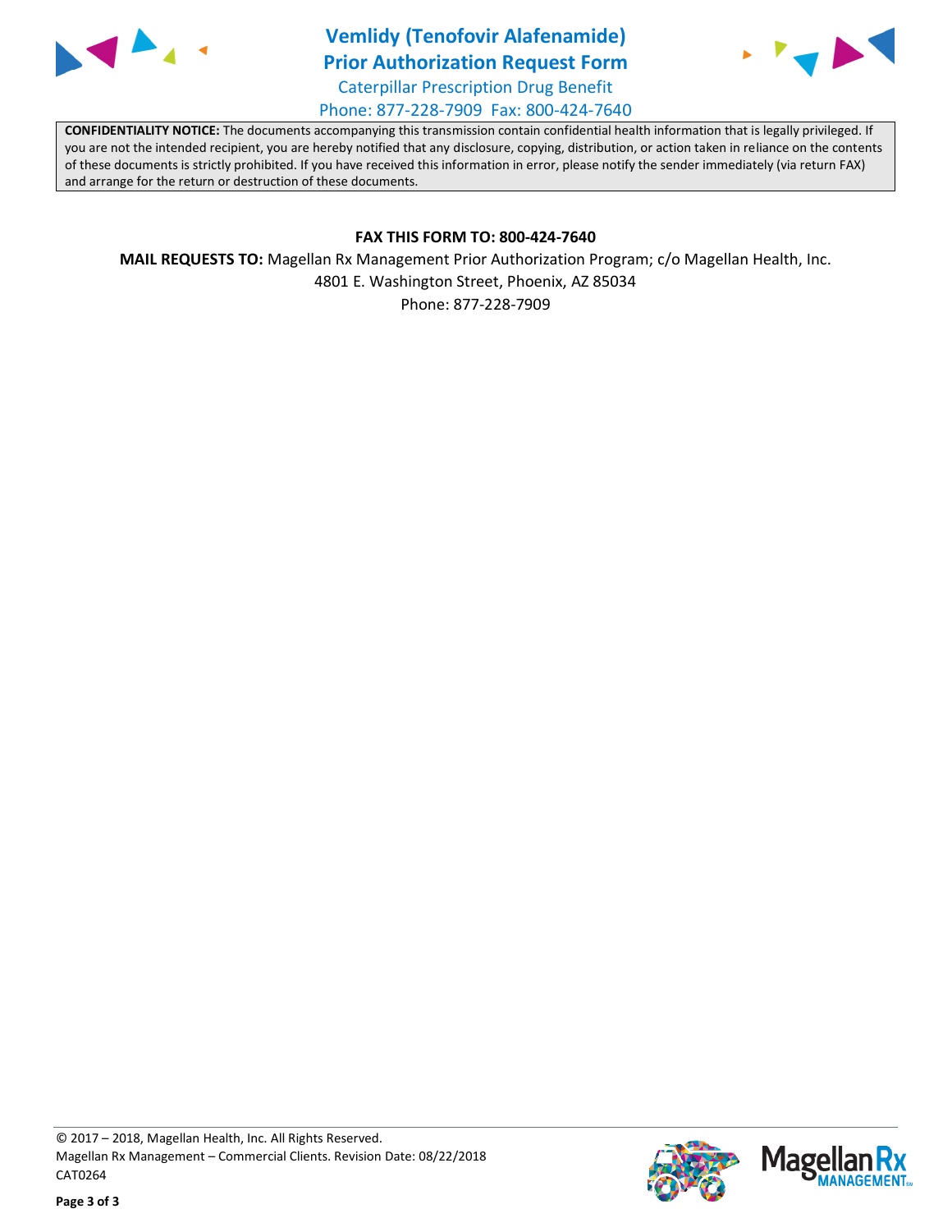# Vemlidy (Tenofovir Alafenamide)
## Prior Authorization Request Form

Caterpillar Prescription Drug Benefit

Phone: 877-228-7909  Fax: 800-424-7640

**CONFIDENTIALITY NOTICE:** The documents accompanying this transmission contain confidential health information that is legally privileged. If you are not the intended recipient, you are hereby notified that any disclosure, copying, distribution, or action taken in reliance on the contents of these documents is strictly prohibited. If you have received this information in error, please notify the sender immediately (via return FAX) and arrange for the return or destruction of these documents.

**FAX THIS FORM TO: 800-424-7640**

**MAIL REQUESTS TO:** Magellan Rx Management Prior Authorization Program; c/o Magellan Health, Inc.
4801 E. Washington Street, Phoenix, AZ 85034
Phone: 877-228-7909

© 2017 – 2018, Magellan Health, Inc. All Rights Reserved.
Magellan Rx Management – Commercial Clients. Revision Date: 08/22/2018
CAT0264